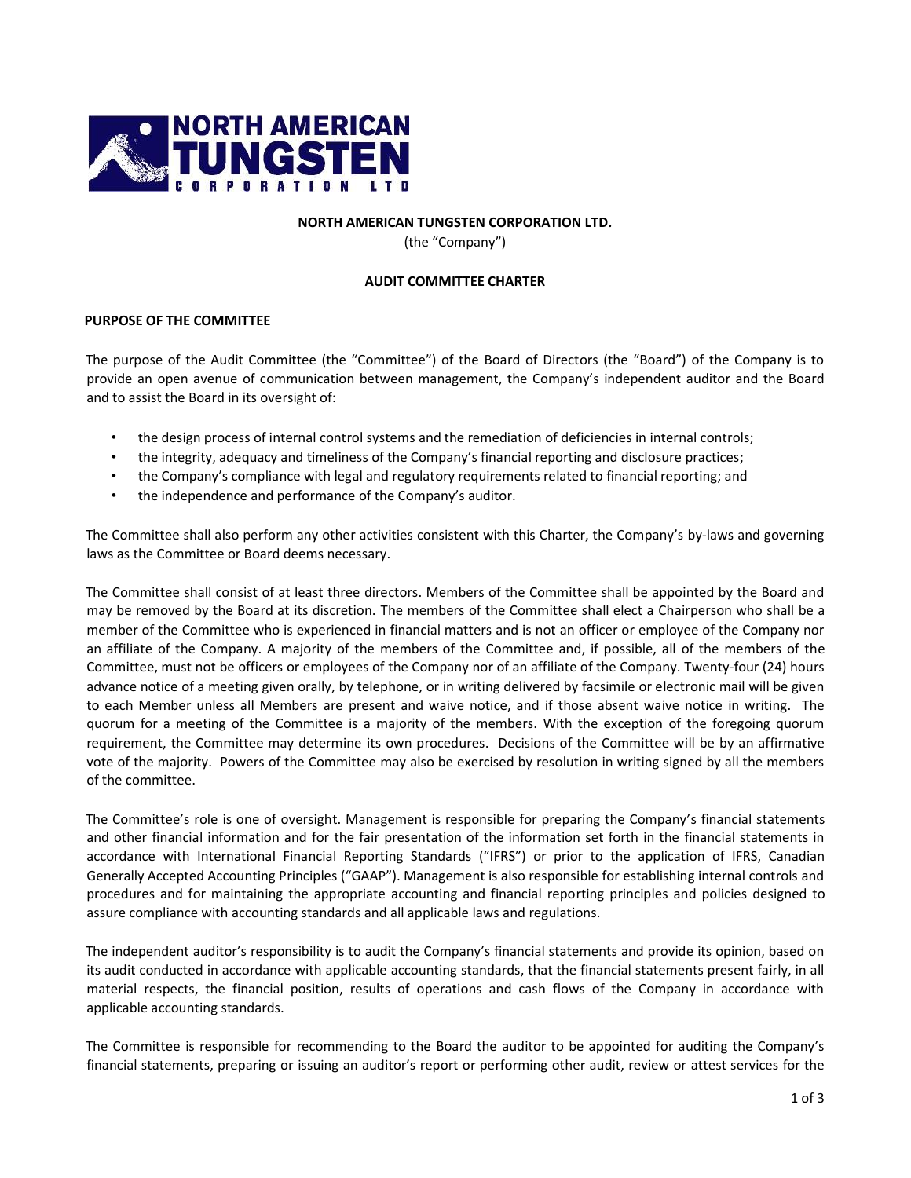**NORTH AMERICAN TUNGSTEN CORPORATION LTD.**
(the "Company")

**AUDIT COMMITTEE CHARTER**

**PURPOSE OF THE COMMITTEE**

The purpose of the Audit Committee (the "Committee") of the Board of Directors (the "Board") of the Company is to provide an open avenue of communication between management, the Company's independent auditor and the Board and to assist the Board in its oversight of:

- the design process of internal control systems and the remediation of deficiencies in internal controls;
- the integrity, adequacy and timeliness of the Company's financial reporting and disclosure practices;
- the Company's compliance with legal and regulatory requirements related to financial reporting; and
- the independence and performance of the Company's auditor.

The Committee shall also perform any other activities consistent with this Charter, the Company's by-laws and governing laws as the Committee or Board deems necessary.

The Committee shall consist of at least three directors. Members of the Committee shall be appointed by the Board and may be removed by the Board at its discretion. The members of the Committee shall elect a Chairperson who shall be a member of the Committee who is experienced in financial matters and is not an officer or employee of the Company nor an affiliate of the Company. A majority of the members of the Committee and, if possible, all of the members of the Committee, must not be officers or employees of the Company nor of an affiliate of the Company. Twenty-four (24) hours advance notice of a meeting given orally, by telephone, or in writing delivered by facsimile or electronic mail will be given to each Member unless all Members are present and waive notice, and if those absent waive notice in writing. The quorum for a meeting of the Committee is a majority of the members. With the exception of the foregoing quorum requirement, the Committee may determine its own procedures. Decisions of the Committee will be by an affirmative vote of the majority. Powers of the Committee may also be exercised by resolution in writing signed by all the members of the committee.

The Committee's role is one of oversight. Management is responsible for preparing the Company's financial statements and other financial information and for the fair presentation of the information set forth in the financial statements in accordance with International Financial Reporting Standards ("IFRS") or prior to the application of IFRS, Canadian Generally Accepted Accounting Principles ("GAAP"). Management is also responsible for establishing internal controls and procedures and for maintaining the appropriate accounting and financial reporting principles and policies designed to assure compliance with accounting standards and all applicable laws and regulations.

The independent auditor's responsibility is to audit the Company's financial statements and provide its opinion, based on its audit conducted in accordance with applicable accounting standards, that the financial statements present fairly, in all material respects, the financial position, results of operations and cash flows of the Company in accordance with applicable accounting standards.

The Committee is responsible for recommending to the Board the auditor to be appointed for auditing the Company's financial statements, preparing or issuing an auditor's report or performing other audit, review or attest services for the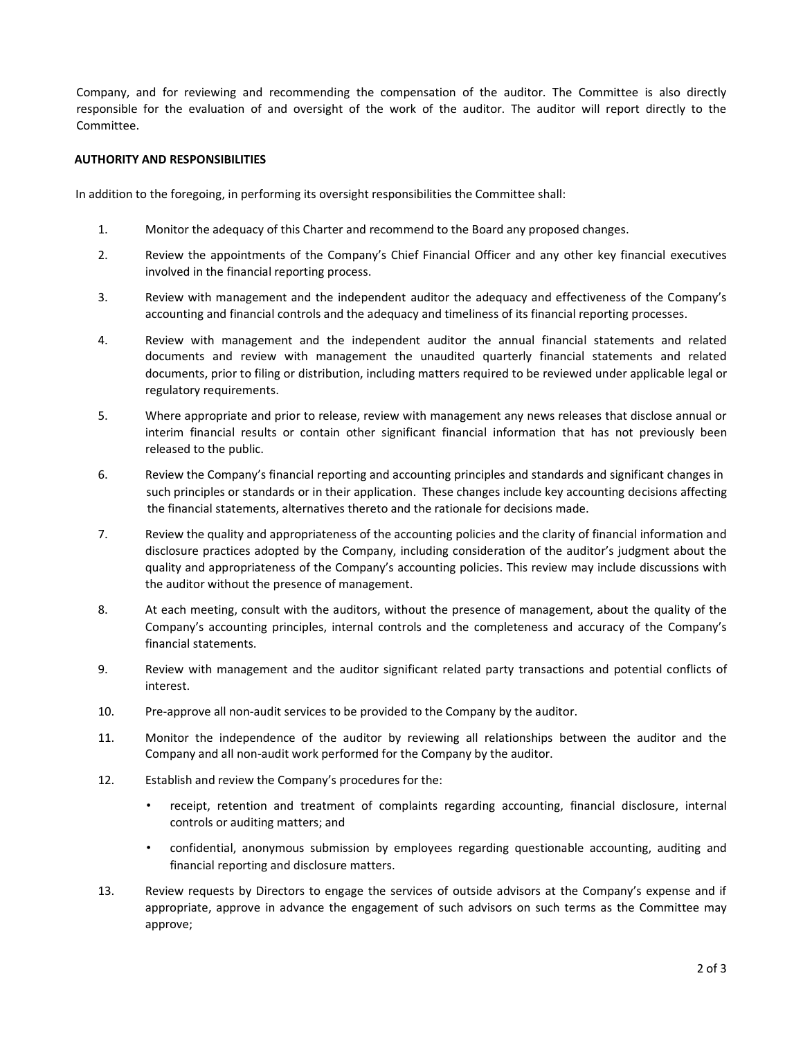Company, and for reviewing and recommending the compensation of the auditor. The Committee is also directly responsible for the evaluation of and oversight of the work of the auditor. The auditor will report directly to the Committee.

## AUTHORITY AND RESPONSIBILITIES

In addition to the foregoing, in performing its oversight responsibilities the Committee shall:

1. Monitor the adequacy of this Charter and recommend to the Board any proposed changes.
2. Review the appointments of the Company's Chief Financial Officer and any other key financial executives involved in the financial reporting process.
3. Review with management and the independent auditor the adequacy and effectiveness of the Company's accounting and financial controls and the adequacy and timeliness of its financial reporting processes.
4. Review with management and the independent auditor the annual financial statements and related documents and review with management the unaudited quarterly financial statements and related documents, prior to filing or distribution, including matters required to be reviewed under applicable legal or regulatory requirements.
5. Where appropriate and prior to release, review with management any news releases that disclose annual or interim financial results or contain other significant financial information that has not previously been released to the public.
6. Review the Company's financial reporting and accounting principles and standards and significant changes in such principles or standards or in their application. These changes include key accounting decisions affecting the financial statements, alternatives thereto and the rationale for decisions made.
7. Review the quality and appropriateness of the accounting policies and the clarity of financial information and disclosure practices adopted by the Company, including consideration of the auditor's judgment about the quality and appropriateness of the Company's accounting policies. This review may include discussions with the auditor without the presence of management.
8. At each meeting, consult with the auditors, without the presence of management, about the quality of the Company's accounting principles, internal controls and the completeness and accuracy of the Company's financial statements.
9. Review with management and the auditor significant related party transactions and potential conflicts of interest.
10. Pre-approve all non-audit services to be provided to the Company by the auditor.
11. Monitor the independence of the auditor by reviewing all relationships between the auditor and the Company and all non-audit work performed for the Company by the auditor.
12. Establish and review the Company's procedures for the:
    - receipt, retention and treatment of complaints regarding accounting, financial disclosure, internal controls or auditing matters; and
    - confidential, anonymous submission by employees regarding questionable accounting, auditing and financial reporting and disclosure matters.
13. Review requests by Directors to engage the services of outside advisors at the Company's expense and if appropriate, approve in advance the engagement of such advisors on such terms as the Committee may approve;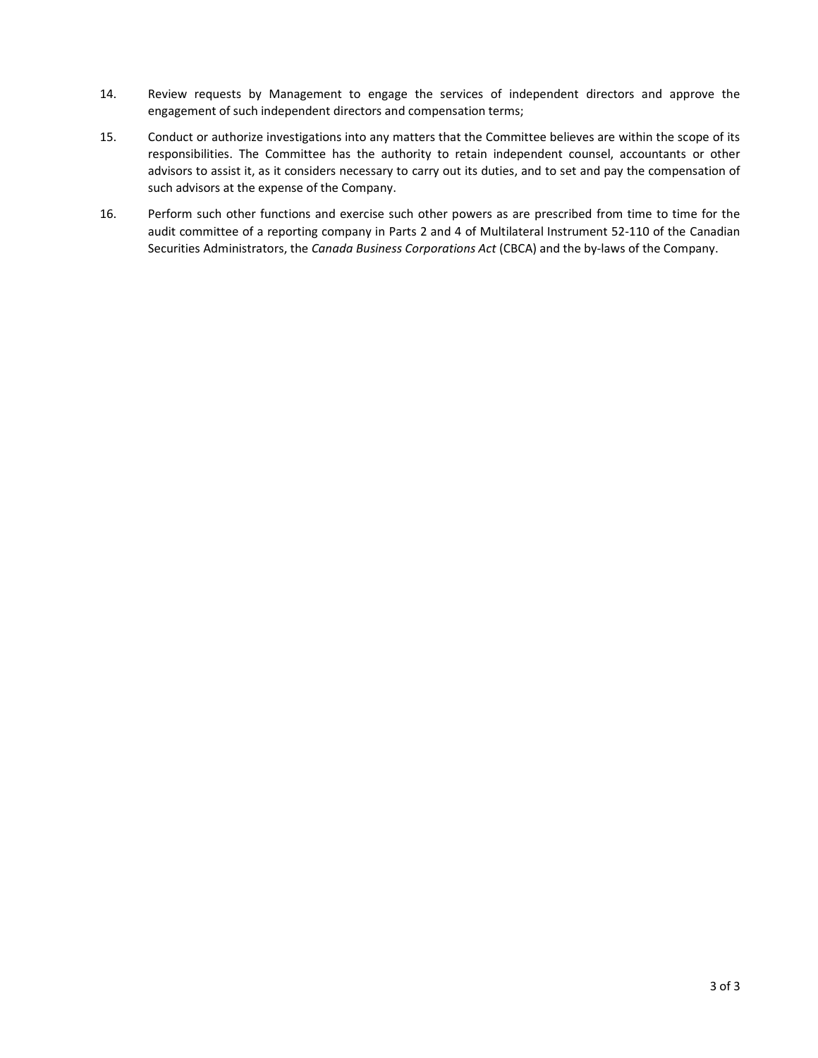14. Review requests by Management to engage the services of independent directors and approve the engagement of such independent directors and compensation terms;

15. Conduct or authorize investigations into any matters that the Committee believes are within the scope of its responsibilities. The Committee has the authority to retain independent counsel, accountants or other advisors to assist it, as it considers necessary to carry out its duties, and to set and pay the compensation of such advisors at the expense of the Company.

16. Perform such other functions and exercise such other powers as are prescribed from time to time for the audit committee of a reporting company in Parts 2 and 4 of Multilateral Instrument 52-110 of the Canadian Securities Administrators, the *Canada Business Corporations Act* (CBCA) and the by-laws of the Company.